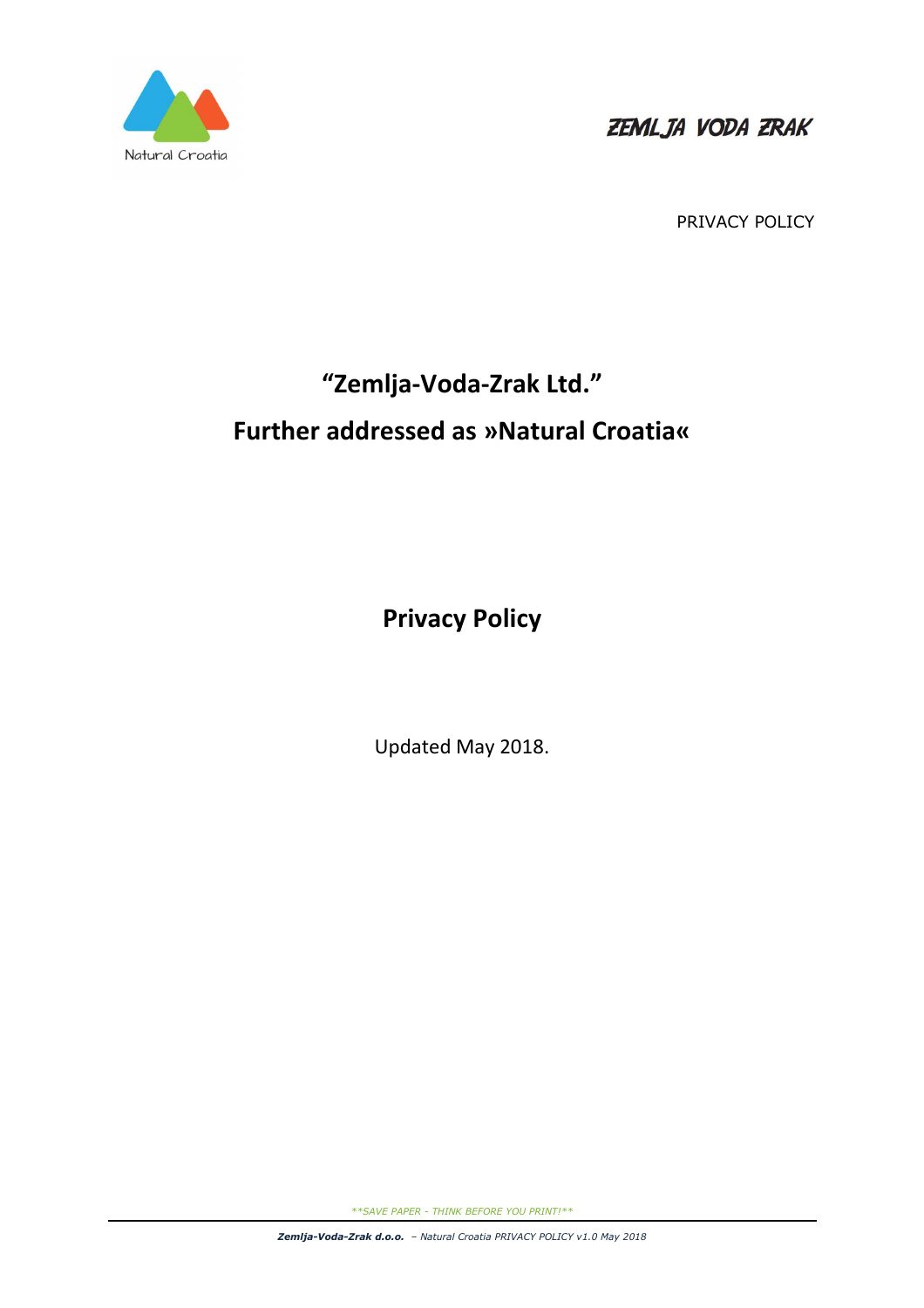“Zemlja-Voda-Zrak Ltd.”

Further addressed as »Natural Croatia«

# Privacy Policy

Updated May 2018.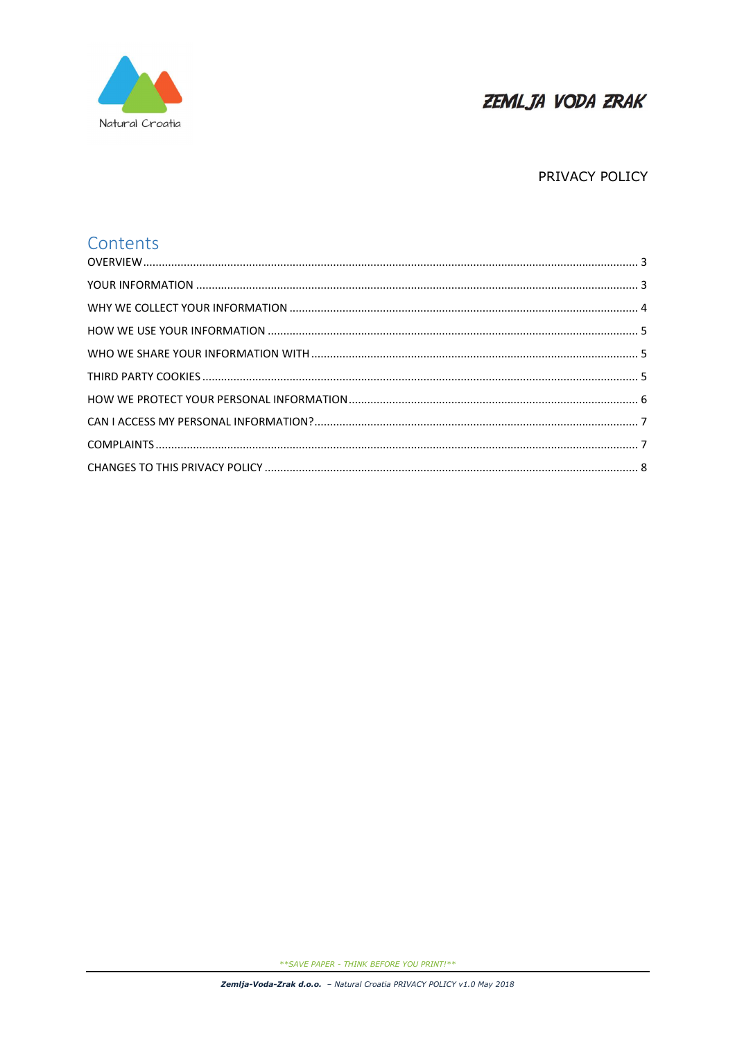ZEMLJA VODA ZRAK

PRIVACY POLICY

## Contents

OVERVIEW ........ 3
YOUR INFORMATION ........ 3
WHY WE COLLECT YOUR INFORMATION ........ 4
HOW WE USE YOUR INFORMATION ........ 5
WHO WE SHARE YOUR INFORMATION WITH ........ 5
THIRD PARTY COOKIES ........ 5
HOW WE PROTECT YOUR PERSONAL INFORMATION ........ 6
CAN I ACCESS MY PERSONAL INFORMATION? ........ 7
COMPLAINTS ........ 7
CHANGES TO THIS PRIVACY POLICY ........ 8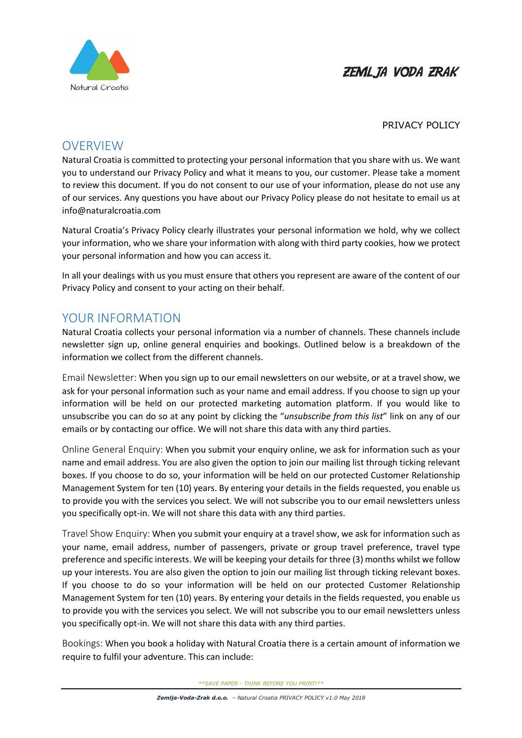PRIVACY POLICY

## OVERVIEW

Natural Croatia is committed to protecting your personal information that you share with us. We want you to understand our Privacy Policy and what it means to you, our customer. Please take a moment to review this document. If you do not consent to our use of your information, please do not use any of our services. Any questions you have about our Privacy Policy please do not hesitate to email us at info@naturalcroatia.com

Natural Croatia's Privacy Policy clearly illustrates your personal information we hold, why we collect your information, who we share your information with along with third party cookies, how we protect your personal information and how you can access it.

In all your dealings with us you must ensure that others you represent are aware of the content of our Privacy Policy and consent to your acting on their behalf.

## YOUR INFORMATION

Natural Croatia collects your personal information via a number of channels. These channels include newsletter sign up, online general enquiries and bookings. Outlined below is a breakdown of the information we collect from the different channels.

Email Newsletter: When you sign up to our email newsletters on our website, or at a travel show, we ask for your personal information such as your name and email address. If you choose to sign up your information will be held on our protected marketing automation platform. If you would like to unsubscribe you can do so at any point by clicking the "*unsubscribe from this list*" link on any of our emails or by contacting our office. We will not share this data with any third parties.

Online General Enquiry: When you submit your enquiry online, we ask for information such as your name and email address. You are also given the option to join our mailing list through ticking relevant boxes. If you choose to do so, your information will be held on our protected Customer Relationship Management System for ten (10) years. By entering your details in the fields requested, you enable us to provide you with the services you select. We will not subscribe you to our email newsletters unless you specifically opt-in. We will not share this data with any third parties.

Travel Show Enquiry: When you submit your enquiry at a travel show, we ask for information such as your name, email address, number of passengers, private or group travel preference, travel type preference and specific interests. We will be keeping your details for three (3) months whilst we follow up your interests. You are also given the option to join our mailing list through ticking relevant boxes. If you choose to do so your information will be held on our protected Customer Relationship Management System for ten (10) years. By entering your details in the fields requested, you enable us to provide you with the services you select. We will not subscribe you to our email newsletters unless you specifically opt-in. We will not share this data with any third parties.

Bookings: When you book a holiday with Natural Croatia there is a certain amount of information we require to fulfil your adventure. This can include: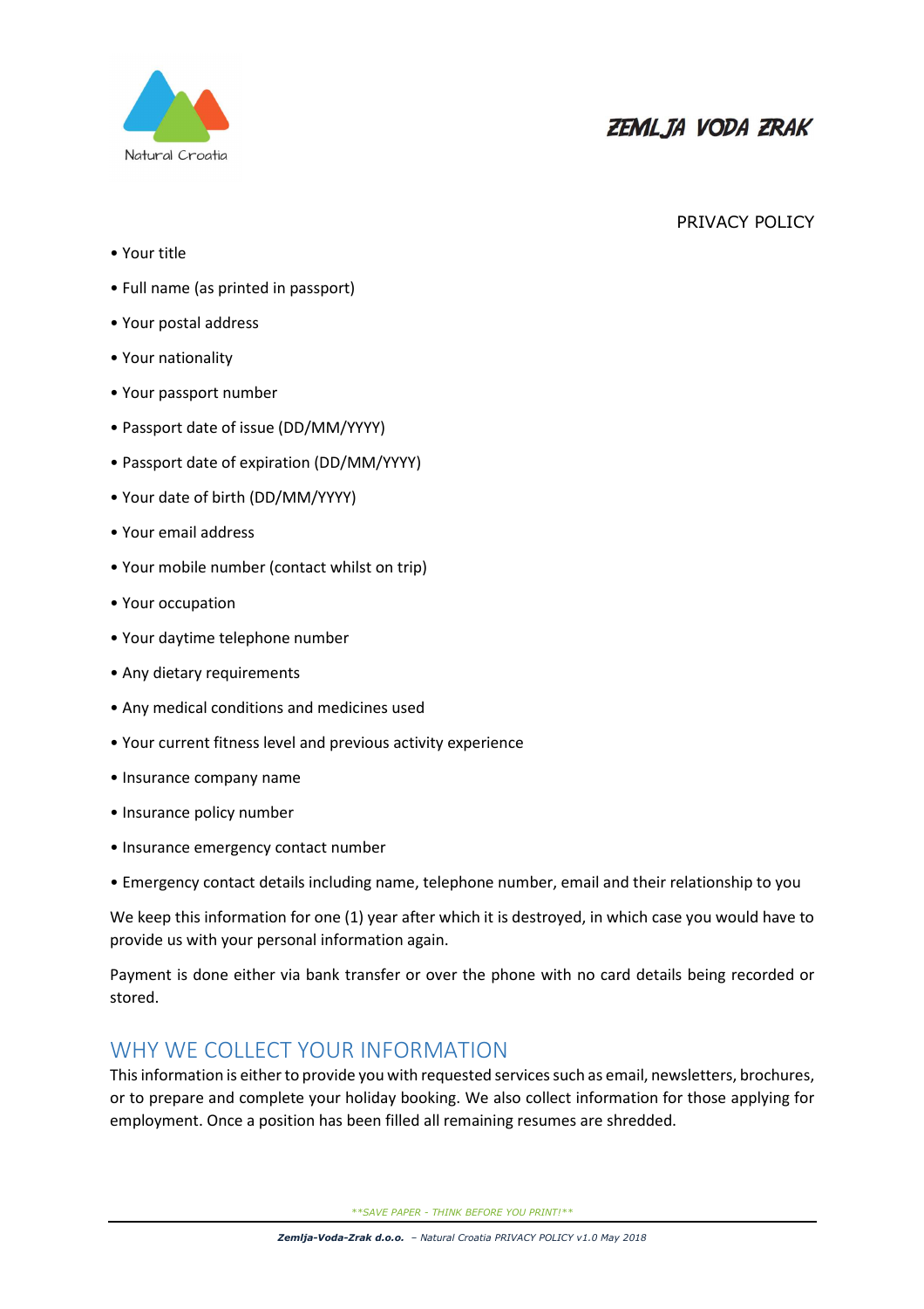PRIVACY POLICY

- Your title
- Full name (as printed in passport)
- Your postal address
- Your nationality
- Your passport number
- Passport date of issue (DD/MM/YYYY)
- Passport date of expiration (DD/MM/YYYY)
- Your date of birth (DD/MM/YYYY)
- Your email address
- Your mobile number (contact whilst on trip)
- Your occupation
- Your daytime telephone number
- Any dietary requirements
- Any medical conditions and medicines used
- Your current fitness level and previous activity experience
- Insurance company name
- Insurance policy number
- Insurance emergency contact number
- Emergency contact details including name, telephone number, email and their relationship to you

We keep this information for one (1) year after which it is destroyed, in which case you would have to provide us with your personal information again.

Payment is done either via bank transfer or over the phone with no card details being recorded or stored.

## WHY WE COLLECT YOUR INFORMATION

This information is either to provide you with requested services such as email, newsletters, brochures, or to prepare and complete your holiday booking. We also collect information for those applying for employment. Once a position has been filled all remaining resumes are shredded.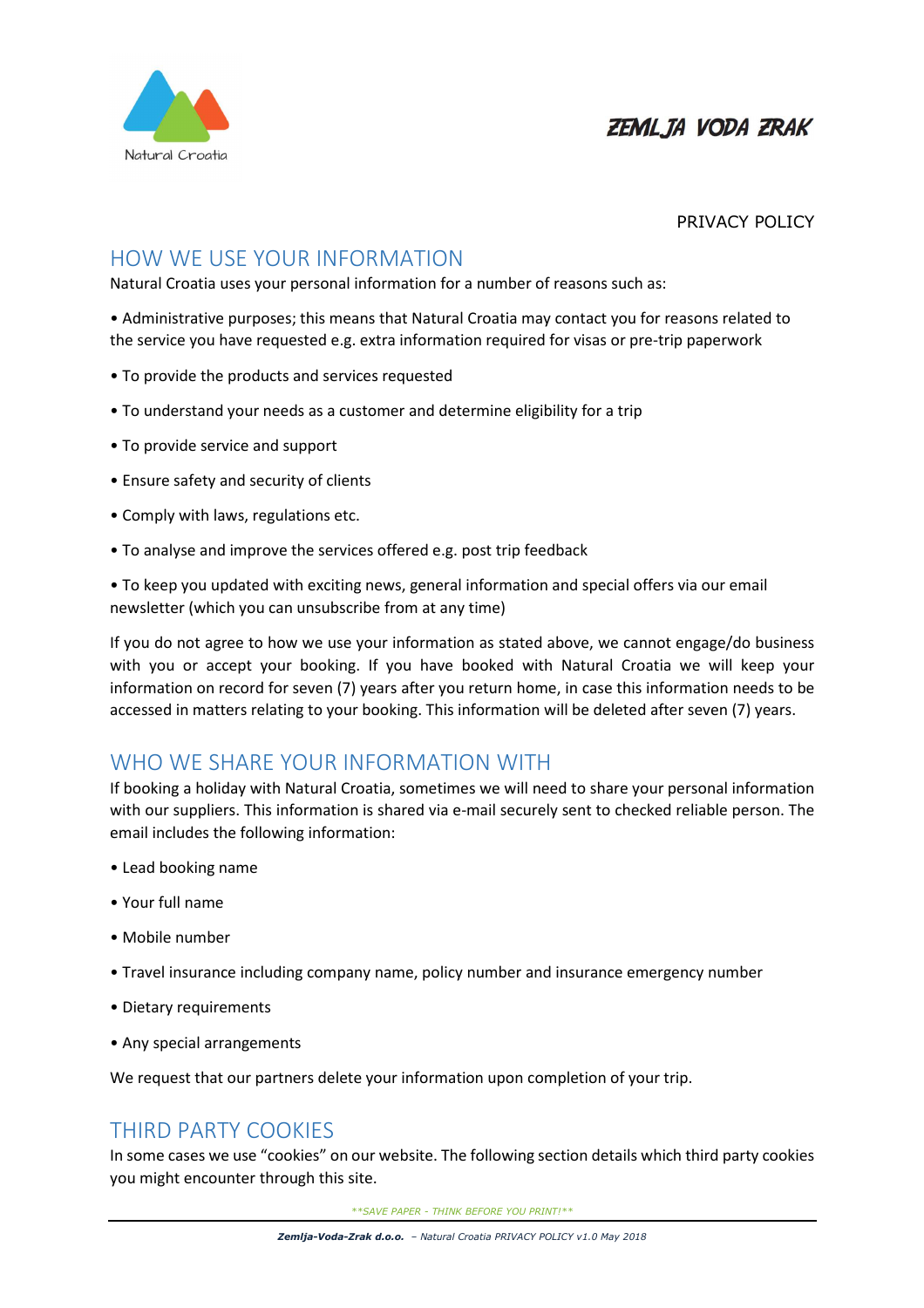PRIVACY POLICY

## HOW WE USE YOUR INFORMATION

Natural Croatia uses your personal information for a number of reasons such as:

- Administrative purposes; this means that Natural Croatia may contact you for reasons related to the service you have requested e.g. extra information required for visas or pre-trip paperwork
- To provide the products and services requested
- To understand your needs as a customer and determine eligibility for a trip
- To provide service and support
- Ensure safety and security of clients
- Comply with laws, regulations etc.
- To analyse and improve the services offered e.g. post trip feedback
- To keep you updated with exciting news, general information and special offers via our email newsletter (which you can unsubscribe from at any time)

If you do not agree to how we use your information as stated above, we cannot engage/do business with you or accept your booking. If you have booked with Natural Croatia we will keep your information on record for seven (7) years after you return home, in case this information needs to be accessed in matters relating to your booking. This information will be deleted after seven (7) years.

## WHO WE SHARE YOUR INFORMATION WITH

If booking a holiday with Natural Croatia, sometimes we will need to share your personal information with our suppliers. This information is shared via e-mail securely sent to checked reliable person. The email includes the following information:

- Lead booking name
- Your full name
- Mobile number
- Travel insurance including company name, policy number and insurance emergency number
- Dietary requirements
- Any special arrangements

We request that our partners delete your information upon completion of your trip.

## THIRD PARTY COOKIES

In some cases we use "cookies" on our website. The following section details which third party cookies you might encounter through this site.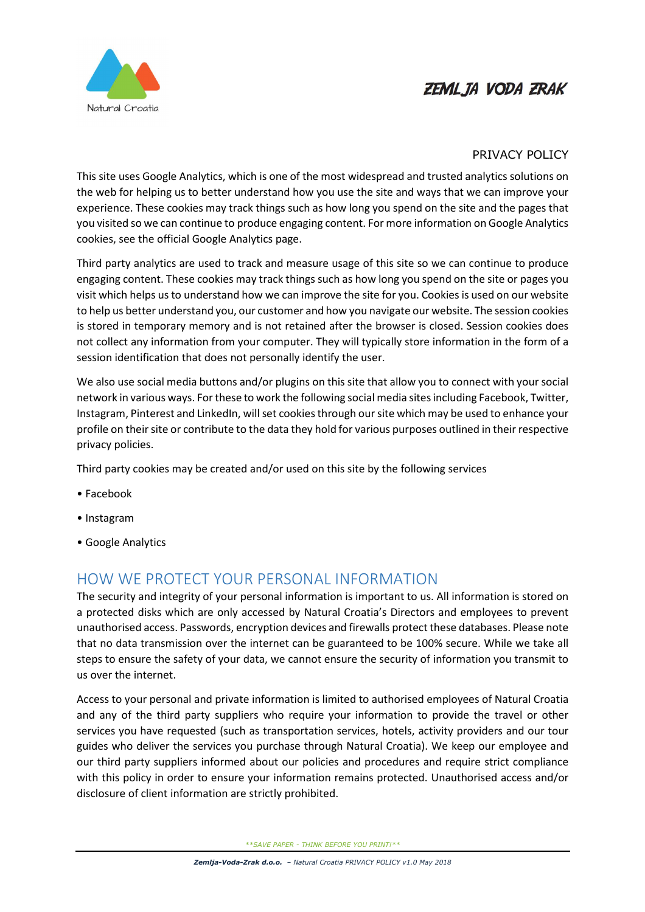PRIVACY POLICY

This site uses Google Analytics, which is one of the most widespread and trusted analytics solutions on the web for helping us to better understand how you use the site and ways that we can improve your experience. These cookies may track things such as how long you spend on the site and the pages that you visited so we can continue to produce engaging content. For more information on Google Analytics cookies, see the official Google Analytics page.

Third party analytics are used to track and measure usage of this site so we can continue to produce engaging content. These cookies may track things such as how long you spend on the site or pages you visit which helps us to understand how we can improve the site for you. Cookies is used on our website to help us better understand you, our customer and how you navigate our website. The session cookies is stored in temporary memory and is not retained after the browser is closed. Session cookies does not collect any information from your computer. They will typically store information in the form of a session identification that does not personally identify the user.

We also use social media buttons and/or plugins on this site that allow you to connect with your social network in various ways. For these to work the following social media sites including Facebook, Twitter, Instagram, Pinterest and LinkedIn, will set cookies through our site which may be used to enhance your profile on their site or contribute to the data they hold for various purposes outlined in their respective privacy policies.

Third party cookies may be created and/or used on this site by the following services

- Facebook
- Instagram
- Google Analytics

## HOW WE PROTECT YOUR PERSONAL INFORMATION

The security and integrity of your personal information is important to us. All information is stored on a protected disks which are only accessed by Natural Croatia's Directors and employees to prevent unauthorised access. Passwords, encryption devices and firewalls protect these databases. Please note that no data transmission over the internet can be guaranteed to be 100% secure. While we take all steps to ensure the safety of your data, we cannot ensure the security of information you transmit to us over the internet.

Access to your personal and private information is limited to authorised employees of Natural Croatia and any of the third party suppliers who require your information to provide the travel or other services you have requested (such as transportation services, hotels, activity providers and our tour guides who deliver the services you purchase through Natural Croatia). We keep our employee and our third party suppliers informed about our policies and procedures and require strict compliance with this policy in order to ensure your information remains protected. Unauthorised access and/or disclosure of client information are strictly prohibited.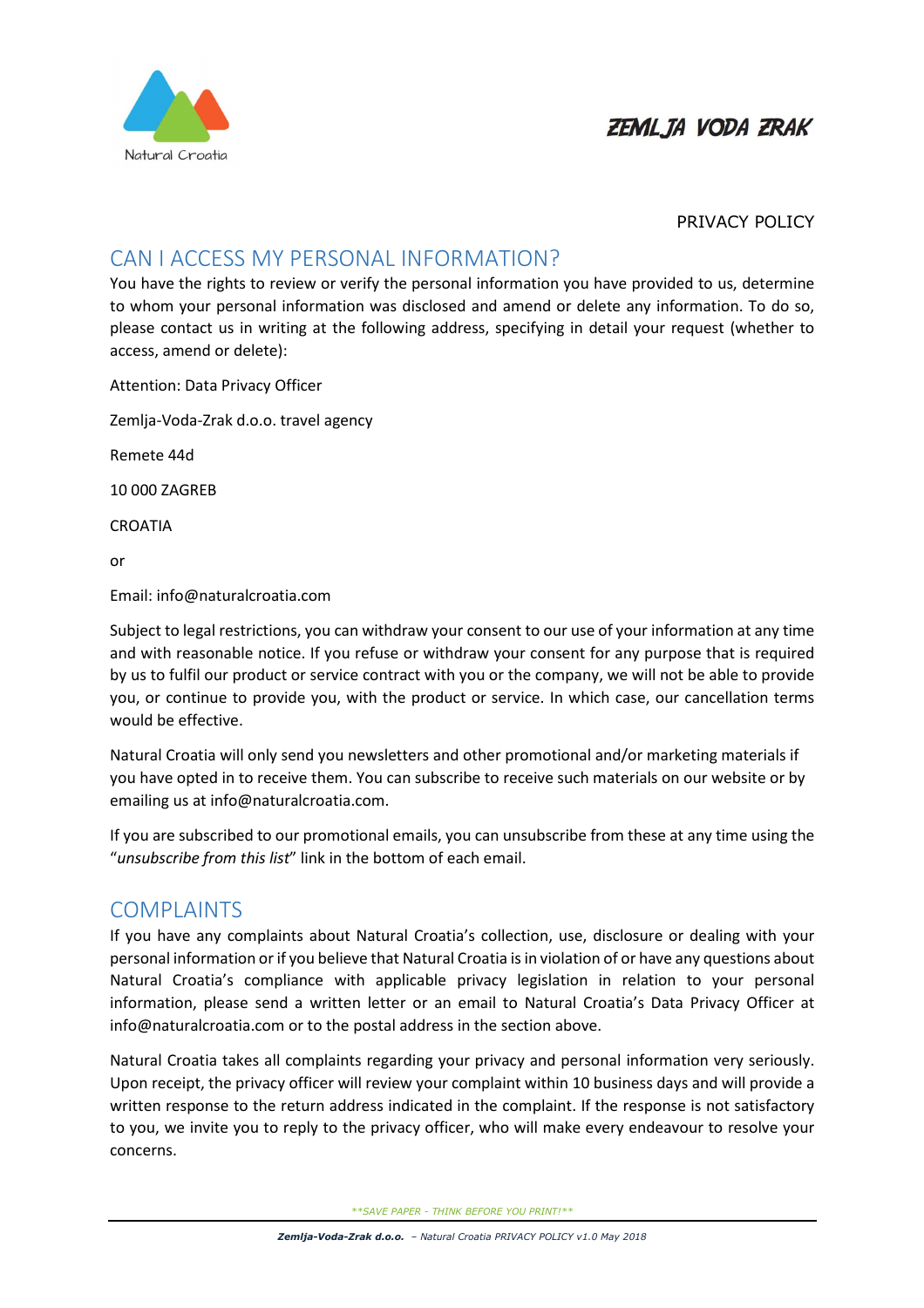## CAN I ACCESS MY PERSONAL INFORMATION?

You have the rights to review or verify the personal information you have provided to us, determine to whom your personal information was disclosed and amend or delete any information. To do so, please contact us in writing at the following address, specifying in detail your request (whether to access, amend or delete):

Attention: Data Privacy Officer

Zemlja-Voda-Zrak d.o.o. travel agency

Remete 44d

10 000 ZAGREB

CROATIA

or

Email: info@naturalcroatia.com

Subject to legal restrictions, you can withdraw your consent to our use of your information at any time and with reasonable notice. If you refuse or withdraw your consent for any purpose that is required by us to fulfil our product or service contract with you or the company, we will not be able to provide you, or continue to provide you, with the product or service. In which case, our cancellation terms would be effective.

Natural Croatia will only send you newsletters and other promotional and/or marketing materials if you have opted in to receive them. You can subscribe to receive such materials on our website or by emailing us at info@naturalcroatia.com.

If you are subscribed to our promotional emails, you can unsubscribe from these at any time using the "*unsubscribe from this list*" link in the bottom of each email.

## COMPLAINTS

If you have any complaints about Natural Croatia's collection, use, disclosure or dealing with your personal information or if you believe that Natural Croatia is in violation of or have any questions about Natural Croatia's compliance with applicable privacy legislation in relation to your personal information, please send a written letter or an email to Natural Croatia's Data Privacy Officer at info@naturalcroatia.com or to the postal address in the section above.

Natural Croatia takes all complaints regarding your privacy and personal information very seriously. Upon receipt, the privacy officer will review your complaint within 10 business days and will provide a written response to the return address indicated in the complaint. If the response is not satisfactory to you, we invite you to reply to the privacy officer, who will make every endeavour to resolve your concerns.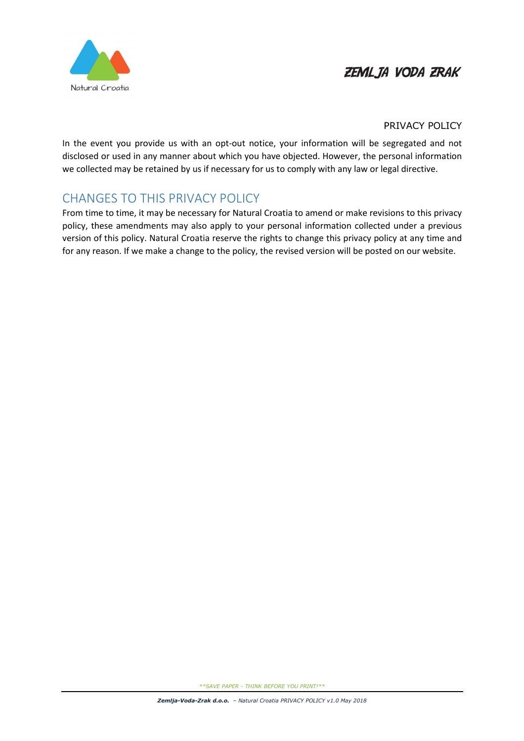In the event you provide us with an opt-out notice, your information will be segregated and not disclosed or used in any manner about which you have objected. However, the personal information we collected may be retained by us if necessary for us to comply with any law or legal directive.

## CHANGES TO THIS PRIVACY POLICY

From time to time, it may be necessary for Natural Croatia to amend or make revisions to this privacy policy, these amendments may also apply to your personal information collected under a previous version of this policy. Natural Croatia reserve the rights to change this privacy policy at any time and for any reason. If we make a change to the policy, the revised version will be posted on our website.